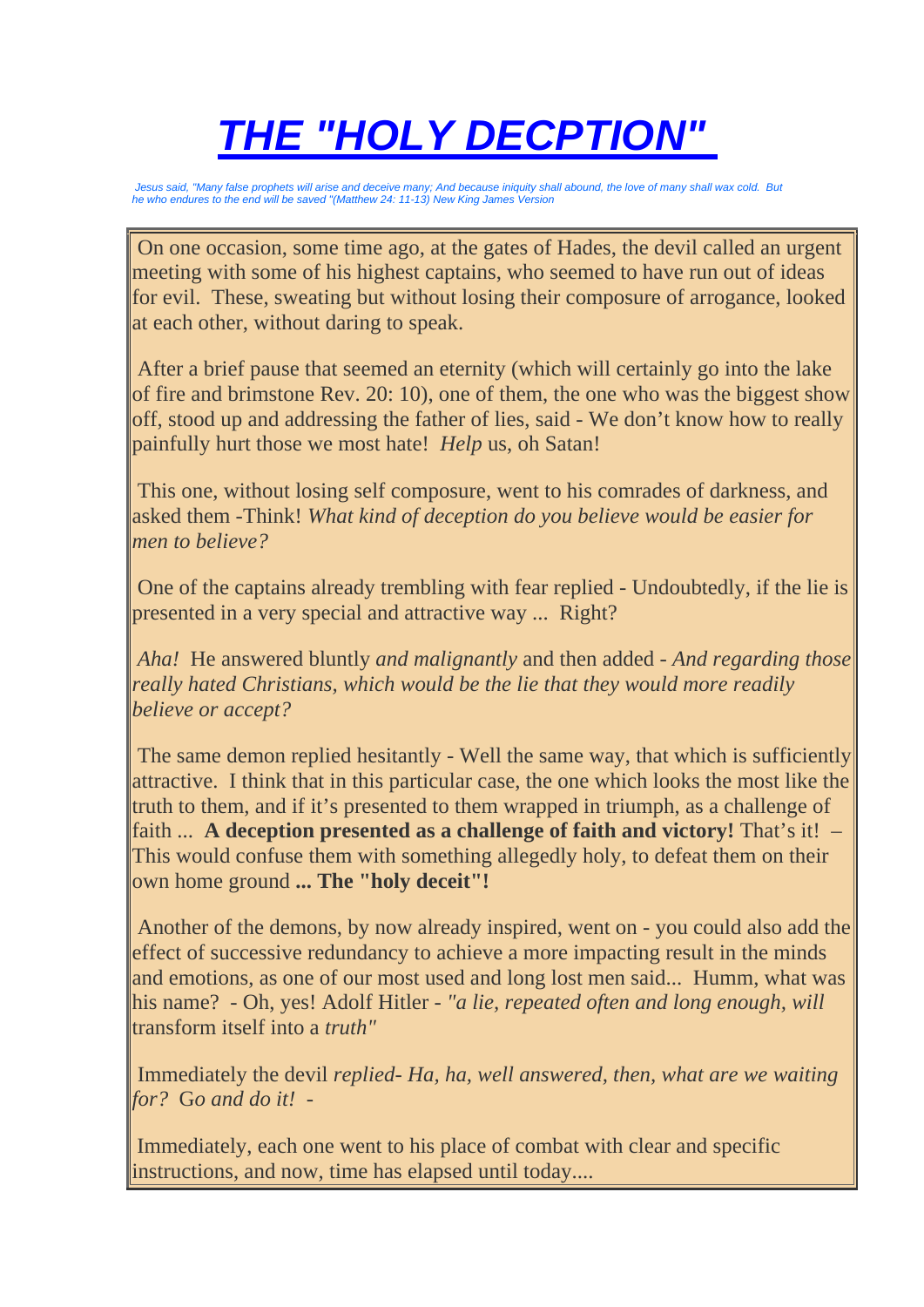# *THE "HOLY DECPTION"*

*Jesus said, "Many false prophets will arise and deceive many; And because iniquity shall abound, the love of many shall wax cold. But he who endures to the end will be saved "(Matthew 24: 11-13) New King James Version*

On one occasion, some time ago, at the gates of Hades, the devil called an urgent meeting with some of his highest captains, who seemed to have run out of ideas for evil. These, sweating but without losing their composure of arrogance, looked at each other, without daring to speak.

After a brief pause that seemed an eternity (which will certainly go into the lake of fire and brimstone Rev. 20: 10), one of them, the one who was the biggest show off, stood up and addressing the father of lies, said - We don't know how to really painfully hurt those we most hate! *Help* us, oh Satan!

This one, without losing self composure, went to his comrades of darkness, and asked them -Think! *What kind of deception do you believe would be easier for men to believe?*

One of the captains already trembling with fear replied - Undoubtedly, if the lie is presented in a very special and attractive way ... Right?

*Aha!* He answered bluntly *and malignantly* and then added - *And regarding those really hated Christians, which would be the lie that they would more readily believe or accept?*

The same demon replied hesitantly - Well the same way, that which is sufficiently attractive. I think that in this particular case, the one which looks the most like the truth to them, and if it's presented to them wrapped in triumph, as a challenge of faith ... **A deception presented as a challenge of faith and victory!** That's it! – This would confuse them with something allegedly holy, to defeat them on their own home ground **... The "holy deceit"!**

Another of the demons, by now already inspired, went on - you could also add the effect of successive redundancy to achieve a more impacting result in the minds and emotions, as one of our most used and long lost men said... Humm, what was his name? - Oh, yes! Adolf Hitler - *"a lie, repeated often and long enough, will* transform itself into a *truth"*

Immediately the devil *replied- Ha, ha, well answered, then, what are we waiting for?* G*o and do it!* -

Immediately, each one went to his place of combat with clear and specific instructions, and now, time has elapsed until today....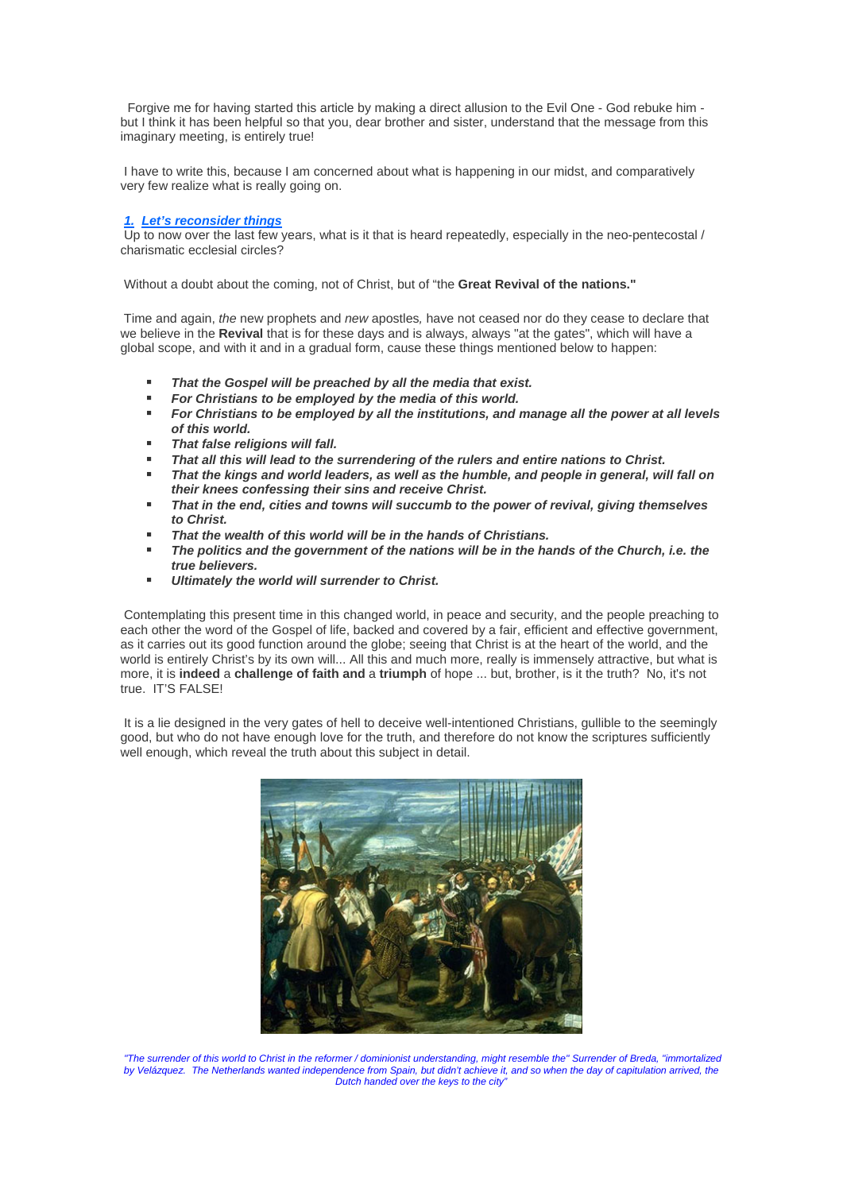Forgive me for having started this article by making a direct allusion to the Evil One - God rebuke him - but I think it has been helpful so that you, dear brother and sister, understand that the message from this imaginary meeting, is entirely true!

I have to write this, because I am concerned about what is happening in our midst, and comparatively very few realize what is really going on.

### 1. Let's reconsider things

Up to now over the last few years, what is it that is heard repeatedly, especially in the neo-pentecostal / charismatic ecclesial circles?

Without a doubt about the coming, not of Christ, but of "the **Great Revival of the nations."**

Time and again, *the* new prophets and *new* apostles*,* have not ceased nor do they cease to declare that we believe in the **Revival** that is for these days and is always, always "at the gates", which will have a global scope, and with it and in a gradual form, cause these things mentioned below to happen:

- ***That the Gospel will be preached by all the media that exist.***
- ***For Christians to be employed by the media of this world.***
- ***For Christians to be employed by all the institutions, and manage all the power at all levels of this world.***
- ***That false religions will fall.***
- ***That all this will lead to the surrendering of the rulers and entire nations to Christ.***
- ***That the kings and world leaders, as well as the humble, and people in general, will fall on their knees confessing their sins and receive Christ.***
- ***That in the end, cities and towns will succumb to the power of revival, giving themselves to Christ.***
- ***That the wealth of this world will be in the hands of Christians.***
- ***The politics and the government of the nations will be in the hands of the Church, i.e. the true believers.***
- ***Ultimately the world will surrender to Christ.***

Contemplating this present time in this changed world, in peace and security, and the people preaching to each other the word of the Gospel of life, backed and covered by a fair, efficient and effective government, as it carries out its good function around the globe; seeing that Christ is at the heart of the world, and the world is entirely Christ's by its own will... All this and much more, really is immensely attractive, but what is more, it is **indeed** a **challenge of faith and** a **triumph** of hope ... but, brother, is it the truth? No, it's not true. IT'S FALSE!

It is a lie designed in the very gates of hell to deceive well-intentioned Christians, gullible to the seemingly good, but who do not have enough love for the truth, and therefore do not know the scriptures sufficiently well enough, which reveal the truth about this subject in detail.

*"The surrender of this world to Christ in the reformer / dominionist understanding, might resemble the" Surrender of Breda, "immortalized by Velázquez. The Netherlands wanted independence from Spain, but didn't achieve it, and so when the day of capitulation arrived, the Dutch handed over the keys to the city"*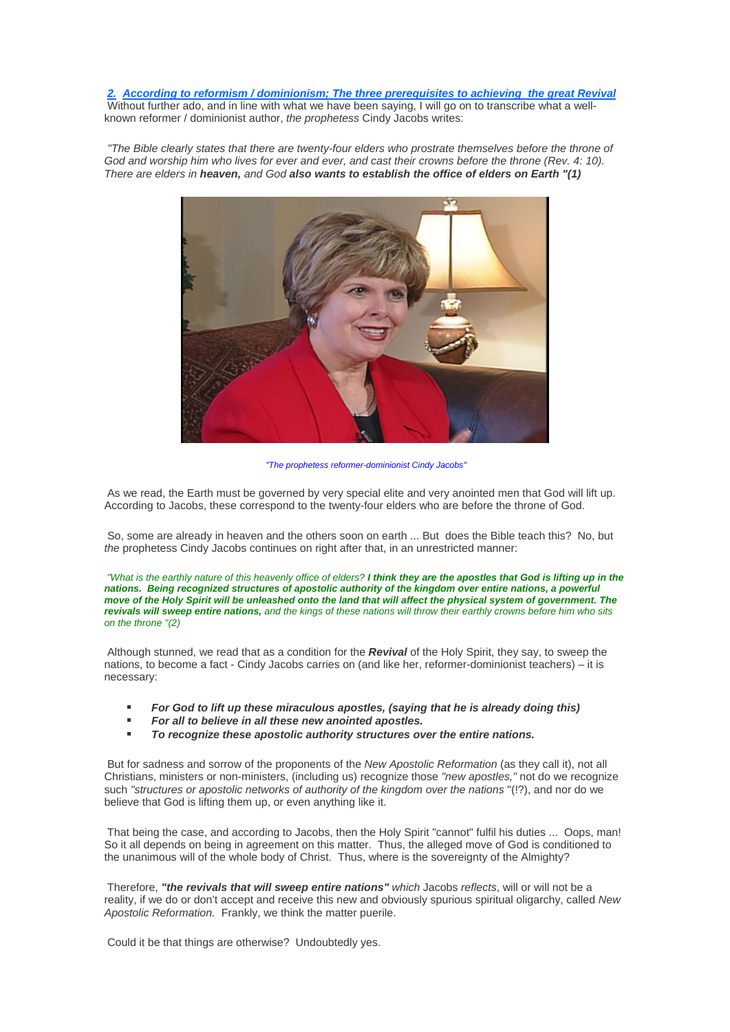## *2. According to reformism / dominionism; The three prerequisites to achieving the great Revival*

Without further ado, and in line with what we have been saying, I will go on to transcribe what a well-known reformer / dominionist author, *the prophetess* Cindy Jacobs writes:

*"The Bible clearly states that there are twenty-four elders who prostrate themselves before the throne of God and worship him who lives for ever and ever, and cast their crowns before the throne (Rev. 4: 10). There are elders in* ***heaven,*** *and God* ***also wants to establish the office of elders on Earth "(1)***

*"The prophetess reformer-dominionist Cindy Jacobs"*

As we read, the Earth must be governed by very special elite and very anointed men that God will lift up. According to Jacobs, these correspond to the twenty-four elders who are before the throne of God.

So, some are already in heaven and the others soon on earth ... But does the Bible teach this? No, but *the* prophetess Cindy Jacobs continues on right after that, in an unrestricted manner:

*"What is the earthly nature of this heavenly office of elders?* ***I think they are the apostles that God is lifting up in the nations. Being recognized structures of apostolic authority of the kingdom over entire nations, a powerful move of the Holy Spirit will be unleashed onto the land that will affect the physical system of government. The revivals will sweep entire nations,*** *and the kings of these nations will throw their earthly crowns before him who sits on the throne "(2)*

Although stunned, we read that as a condition for the ***Revival*** of the Holy Spirit, they say, to sweep the nations, to become a fact - Cindy Jacobs carries on (and like her, reformer-dominionist teachers) – it is necessary:

- ***For God to lift up these miraculous apostles, (saying that he is already doing this)***
- ***For all to believe in all these new anointed apostles.***
- ***To recognize these apostolic authority structures over the entire nations.***

But for sadness and sorrow of the proponents of the *New Apostolic Reformation* (as they call it), not all Christians, ministers or non-ministers, (including us) recognize those *"new apostles,"* not do we recognize such *"structures or apostolic networks of authority of the kingdom over the nations* "(!?), and nor do we believe that God is lifting them up, or even anything like it.

That being the case, and according to Jacobs, then the Holy Spirit "cannot" fulfil his duties ... Oops, man! So it all depends on being in agreement on this matter. Thus, the alleged move of God is conditioned to the unanimous will of the whole body of Christ. Thus, where is the sovereignty of the Almighty?

Therefore, ***"the revivals that will sweep entire nations"*** *which* Jacobs *reflects*, will or will not be a reality, if we do or don't accept and receive this new and obviously spurious spiritual oligarchy, called *New Apostolic Reformation.* Frankly, we think the matter puerile.

Could it be that things are otherwise? Undoubtedly yes.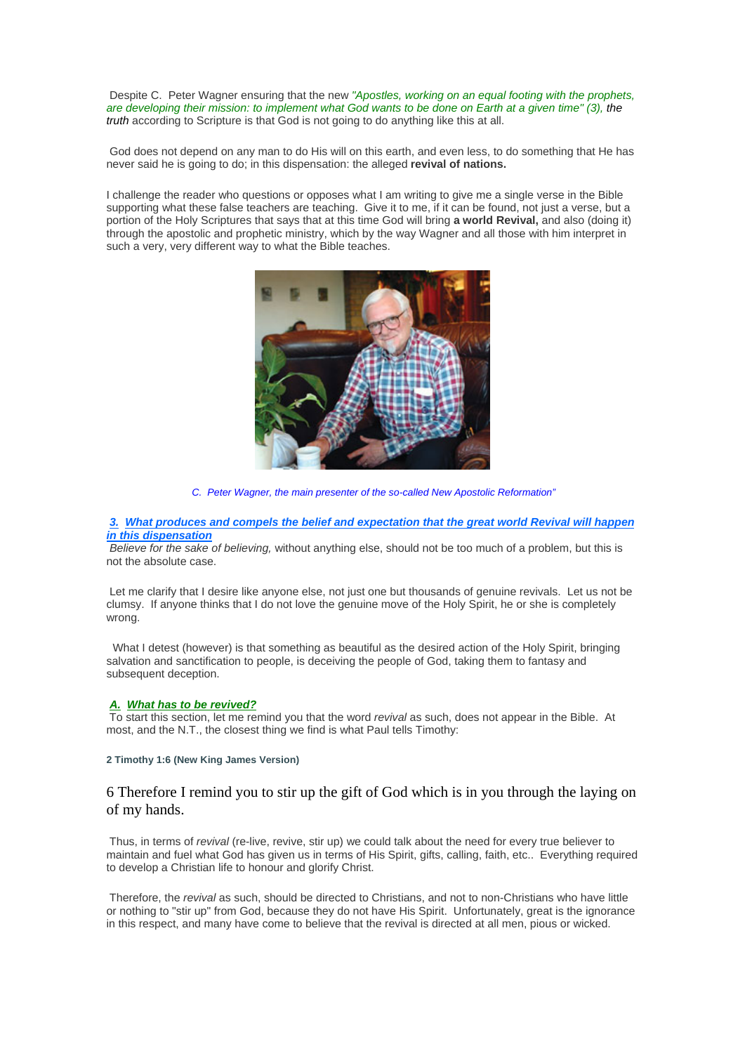Despite C. Peter Wagner ensuring that the new *"Apostles, working on an equal footing with the prophets, are developing their mission: to implement what God wants to be done on Earth at a given time" (3), the **truth*** according to Scripture is that God is not going to do anything like this at all.

God does not depend on any man to do His will on this earth, and even less, to do something that He has never said he is going to do; in this dispensation: the alleged **revival of nations.**

I challenge the reader who questions or opposes what I am writing to give me a single verse in the Bible supporting what these false teachers are teaching. Give it to me, if it can be found, not just a verse, but a portion of the Holy Scriptures that says that at this time God will bring **a world Revival,** and also (doing it) through the apostolic and prophetic ministry, which by the way Wagner and all those with him interpret in such a very, very different way to what the Bible teaches.

*C. Peter Wagner, the main presenter of the so-called New Apostolic Reformation"*

### ***3. What produces and compels the belief and expectation that the great world Revival will happen in this dispensation***

*Believe for the sake of believing,* without anything else, should not be too much of a problem, but this is not the absolute case.

Let me clarify that I desire like anyone else, not just one but thousands of genuine revivals. Let us not be clumsy. If anyone thinks that I do not love the genuine move of the Holy Spirit, he or she is completely wrong.

What I detest (however) is that something as beautiful as the desired action of the Holy Spirit, bringing salvation and sanctification to people, is deceiving the people of God, taking them to fantasy and subsequent deception.

#### ***A. What has to be revived?***

To start this section, let me remind you that the word *revival* as such, does not appear in the Bible. At most, and the N.T., the closest thing we find is what Paul tells Timothy:

**2 Timothy 1:6 (New King James Version)**

6 Therefore I remind you to stir up the gift of God which is in you through the laying on of my hands.

Thus, in terms of *revival* (re-live, revive, stir up) we could talk about the need for every true believer to maintain and fuel what God has given us in terms of His Spirit, gifts, calling, faith, etc.. Everything required to develop a Christian life to honour and glorify Christ.

Therefore, the *revival* as such, should be directed to Christians, and not to non-Christians who have little or nothing to "stir up" from God, because they do not have His Spirit. Unfortunately, great is the ignorance in this respect, and many have come to believe that the revival is directed at all men, pious or wicked.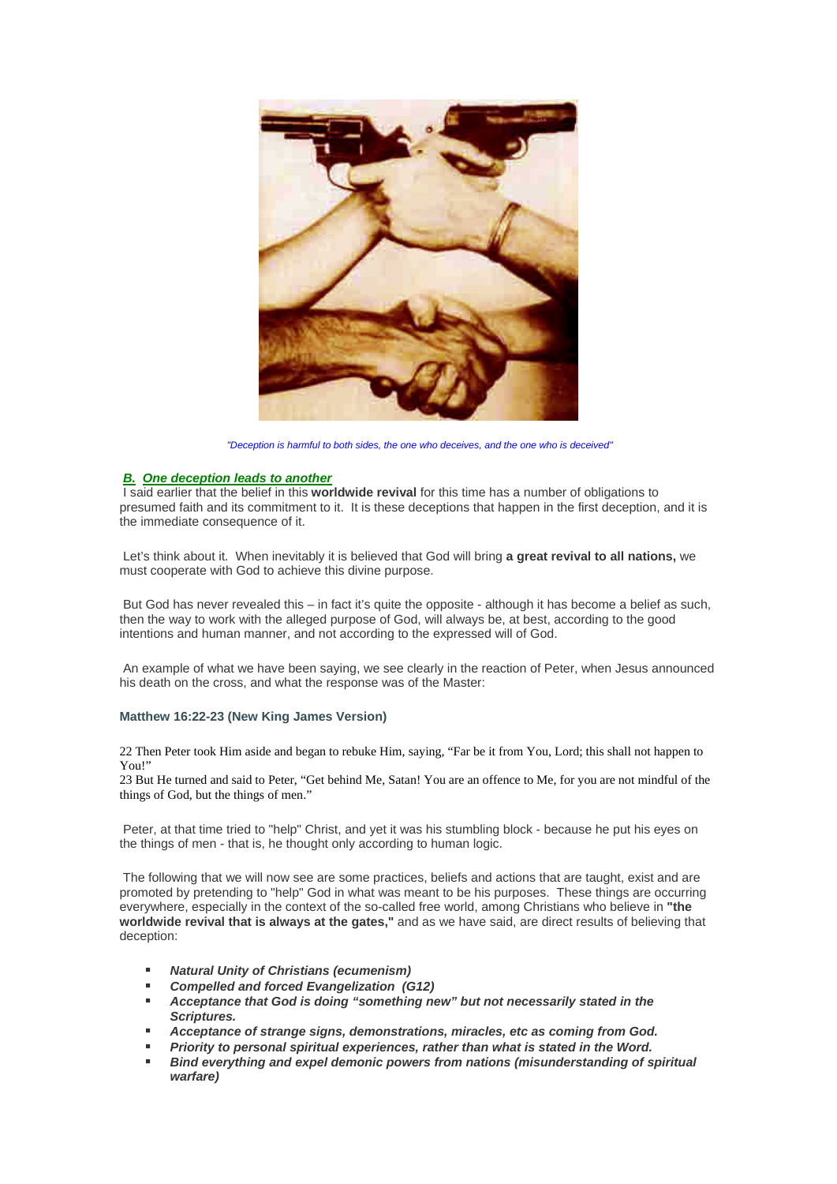*"Deception is harmful to both sides, the one who deceives, and the one who is deceived"*

### ***B. One deception leads to another***

I said earlier that the belief in this **worldwide revival** for this time has a number of obligations to presumed faith and its commitment to it. It is these deceptions that happen in the first deception, and it is the immediate consequence of it.

Let's think about it. When inevitably it is believed that God will bring **a great revival to all nations,** we must cooperate with God to achieve this divine purpose.

But God has never revealed this – in fact it's quite the opposite - although it has become a belief as such, then the way to work with the alleged purpose of God, will always be, at best, according to the good intentions and human manner, and not according to the expressed will of God.

An example of what we have been saying, we see clearly in the reaction of Peter, when Jesus announced his death on the cross, and what the response was of the Master:

**Matthew 16:22-23 (New King James Version)**

22 Then Peter took Him aside and began to rebuke Him, saying, "Far be it from You, Lord; this shall not happen to You!"
23 But He turned and said to Peter, "Get behind Me, Satan! You are an offence to Me, for you are not mindful of the things of God, but the things of men."

Peter, at that time tried to "help" Christ, and yet it was his stumbling block - because he put his eyes on the things of men - that is, he thought only according to human logic.

The following that we will now see are some practices, beliefs and actions that are taught, exist and are promoted by pretending to "help" God in what was meant to be his purposes. These things are occurring everywhere, especially in the context of the so-called free world, among Christians who believe in **"the worldwide revival that is always at the gates,"** and as we have said, are direct results of believing that deception:

- ***Natural Unity of Christians (ecumenism)***
- ***Compelled and forced Evangelization (G12)***
- ***Acceptance that God is doing "something new" but not necessarily stated in the Scriptures.***
- ***Acceptance of strange signs, demonstrations, miracles, etc as coming from God.***
- ***Priority to personal spiritual experiences, rather than what is stated in the Word.***
- ***Bind everything and expel demonic powers from nations (misunderstanding of spiritual warfare)***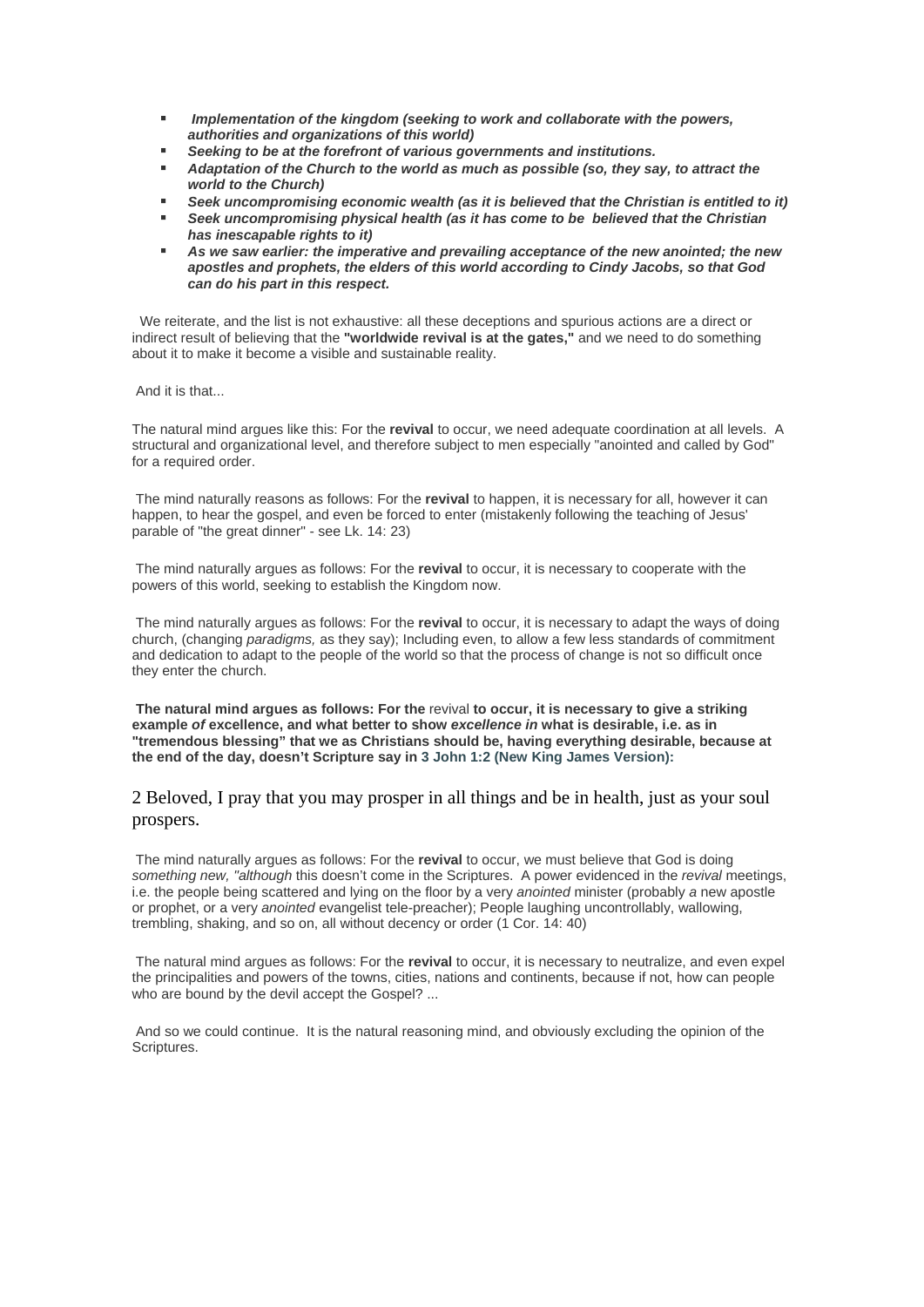- ***Implementation of the kingdom (seeking to work and collaborate with the powers, authorities and organizations of this world)***
- ***Seeking to be at the forefront of various governments and institutions.***
- ***Adaptation of the Church to the world as much as possible (so, they say, to attract the world to the Church)***
- ***Seek uncompromising economic wealth (as it is believed that the Christian is entitled to it)***
- ***Seek uncompromising physical health (as it has come to be believed that the Christian has inescapable rights to it)***
- ***As we saw earlier: the imperative and prevailing acceptance of the new anointed; the new apostles and prophets, the elders of this world according to Cindy Jacobs, so that God can do his part in this respect.***

We reiterate, and the list is not exhaustive: all these deceptions and spurious actions are a direct or indirect result of believing that the **"worldwide revival is at the gates,"** and we need to do something about it to make it become a visible and sustainable reality.

And it is that...

The natural mind argues like this: For the **revival** to occur, we need adequate coordination at all levels. A structural and organizational level, and therefore subject to men especially "anointed and called by God" for a required order.

The mind naturally reasons as follows: For the **revival** to happen, it is necessary for all, however it can happen, to hear the gospel, and even be forced to enter (mistakenly following the teaching of Jesus' parable of "the great dinner" - see Lk. 14: 23)

The mind naturally argues as follows: For the **revival** to occur, it is necessary to cooperate with the powers of this world, seeking to establish the Kingdom now.

The mind naturally argues as follows: For the **revival** to occur, it is necessary to adapt the ways of doing church, (changing *paradigms,* as they say); Including even, to allow a few less standards of commitment and dedication to adapt to the people of the world so that the process of change is not so difficult once they enter the church.

**The natural mind argues as follows: For the** revival **to occur, it is necessary to give a striking example *of* excellence, and what better to show *excellence in* what is desirable, i.e. as in "tremendous blessing" that we as Christians should be, having everything desirable, because at the end of the day, doesn't Scripture say in 3 John 1:2 (New King James Version):**

2 Beloved, I pray that you may prosper in all things and be in health, just as your soul prospers.

The mind naturally argues as follows: For the **revival** to occur, we must believe that God is doing *something new, "although* this doesn't come in the Scriptures. A power evidenced in the *revival* meetings, i.e. the people being scattered and lying on the floor by a very *anointed* minister (probably *a* new apostle or prophet, or a very *anointed* evangelist tele-preacher); People laughing uncontrollably, wallowing, trembling, shaking, and so on, all without decency or order (1 Cor. 14: 40)

The natural mind argues as follows: For the **revival** to occur, it is necessary to neutralize, and even expel the principalities and powers of the towns, cities, nations and continents, because if not, how can people who are bound by the devil accept the Gospel? ...

And so we could continue. It is the natural reasoning mind, and obviously excluding the opinion of the Scriptures.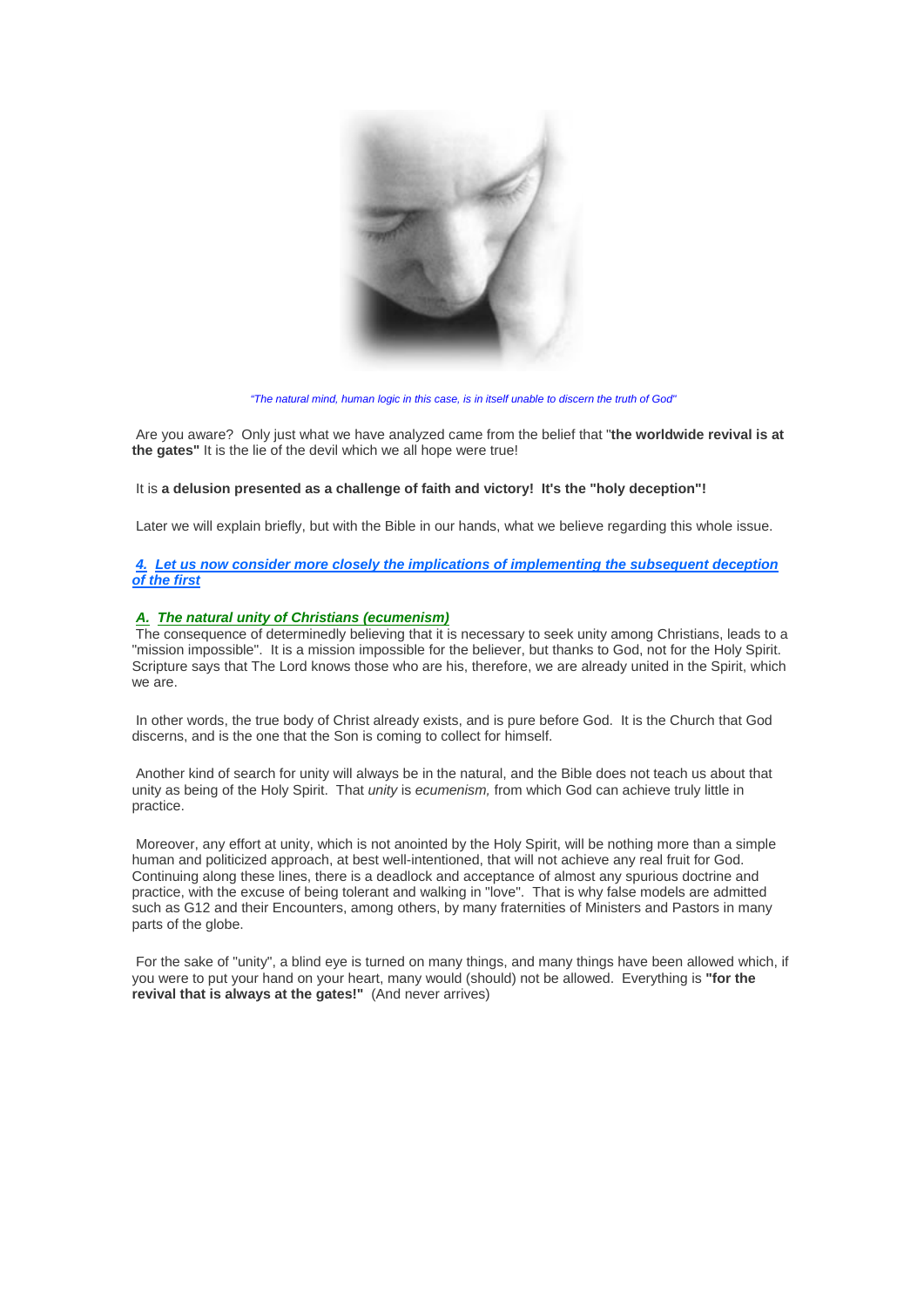*"The natural mind, human logic in this case, is in itself unable to discern the truth of God"*

Are you aware? Only just what we have analyzed came from the belief that "**the worldwide revival is at the gates"** It is the lie of the devil which we all hope were true!

It is **a delusion presented as a challenge of faith and victory! It's the "holy deception"!**

Later we will explain briefly, but with the Bible in our hands, what we believe regarding this whole issue.

### ***4. Let us now consider more closely the implications of implementing the subsequent deception of the first***

#### ***A. The natural unity of Christians (ecumenism)***

The consequence of determinedly believing that it is necessary to seek unity among Christians, leads to a "mission impossible". It is a mission impossible for the believer, but thanks to God, not for the Holy Spirit. Scripture says that The Lord knows those who are his, therefore, we are already united in the Spirit, which we are.

In other words, the true body of Christ already exists, and is pure before God. It is the Church that God discerns, and is the one that the Son is coming to collect for himself.

Another kind of search for unity will always be in the natural, and the Bible does not teach us about that unity as being of the Holy Spirit. That *unity* is *ecumenism,* from which God can achieve truly little in practice.

Moreover, any effort at unity, which is not anointed by the Holy Spirit, will be nothing more than a simple human and politicized approach, at best well-intentioned, that will not achieve any real fruit for God. Continuing along these lines, there is a deadlock and acceptance of almost any spurious doctrine and practice, with the excuse of being tolerant and walking in "love". That is why false models are admitted such as G12 and their Encounters, among others, by many fraternities of Ministers and Pastors in many parts of the globe.

For the sake of "unity", a blind eye is turned on many things, and many things have been allowed which, if you were to put your hand on your heart, many would (should) not be allowed. Everything is **"for the revival that is always at the gates!"** (And never arrives)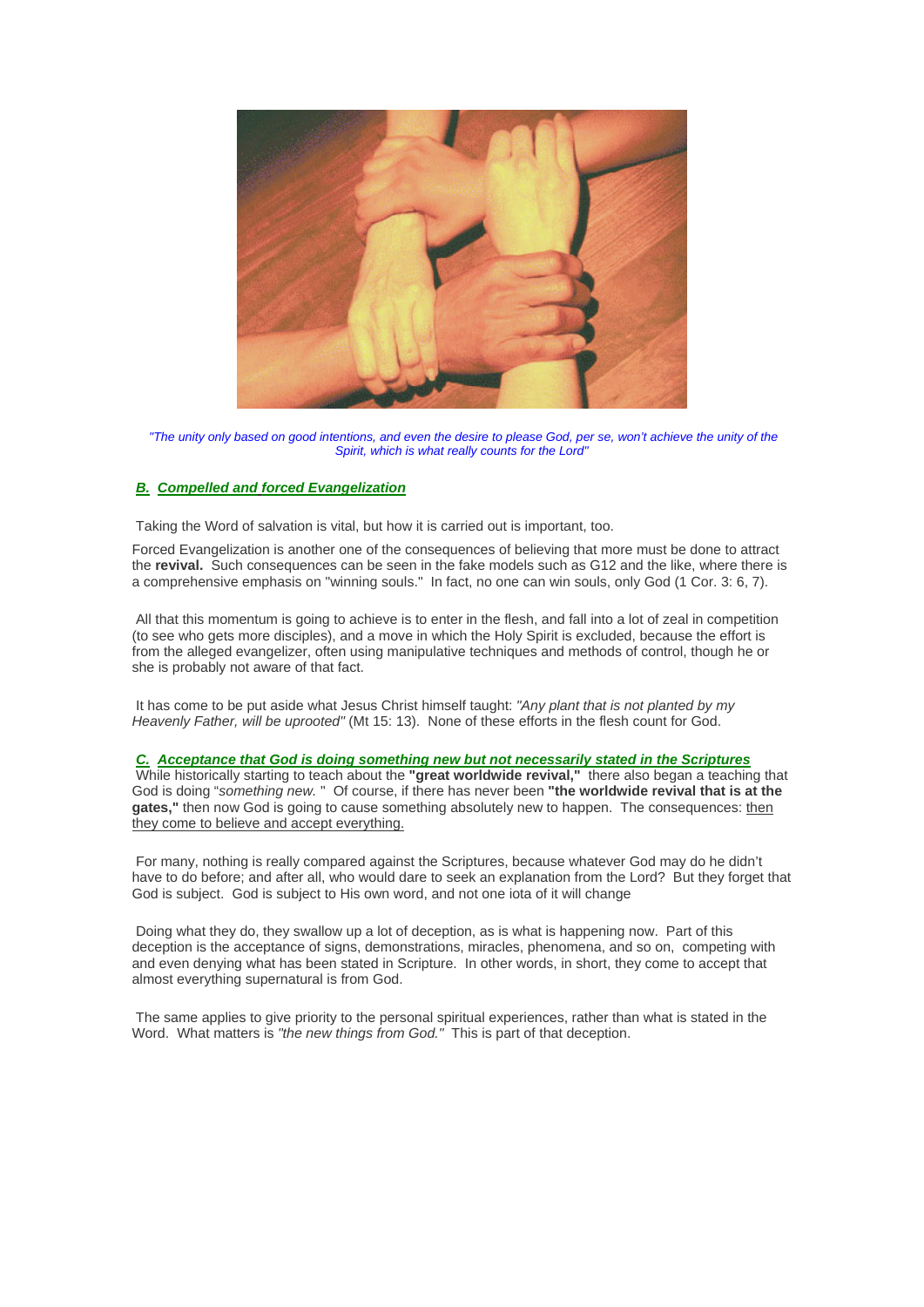*"The unity only based on good intentions, and even the desire to please God, per se, won't achieve the unity of the Spirit, which is what really counts for the Lord"*

### ***B. Compelled and forced Evangelization***

Taking the Word of salvation is vital, but how it is carried out is important, too.

Forced Evangelization is another one of the consequences of believing that more must be done to attract the **revival.** Such consequences can be seen in the fake models such as G12 and the like, where there is a comprehensive emphasis on "winning souls." In fact, no one can win souls, only God (1 Cor. 3: 6, 7).

All that this momentum is going to achieve is to enter in the flesh, and fall into a lot of zeal in competition (to see who gets more disciples), and a move in which the Holy Spirit is excluded, because the effort is from the alleged evangelizer, often using manipulative techniques and methods of control, though he or she is probably not aware of that fact.

It has come to be put aside what Jesus Christ himself taught: *"Any plant that is not planted by my Heavenly Father, will be uprooted"* (Mt 15: 13). None of these efforts in the flesh count for God.

### ***C. Acceptance that God is doing something new but not necessarily stated in the Scriptures***

While historically starting to teach about the **"great worldwide revival,"** there also began a teaching that God is doing "*something new.* " Of course, if there has never been **"the worldwide revival that is at the gates,"** then now God is going to cause something absolutely new to happen. The consequences: then they come to believe and accept everything.

For many, nothing is really compared against the Scriptures, because whatever God may do he didn't have to do before; and after all, who would dare to seek an explanation from the Lord? But they forget that God is subject. God is subject to His own word, and not one iota of it will change

Doing what they do, they swallow up a lot of deception, as is what is happening now. Part of this deception is the acceptance of signs, demonstrations, miracles, phenomena, and so on, competing with and even denying what has been stated in Scripture. In other words, in short, they come to accept that almost everything supernatural is from God.

The same applies to give priority to the personal spiritual experiences, rather than what is stated in the Word. What matters is *"the new things from God."* This is part of that deception.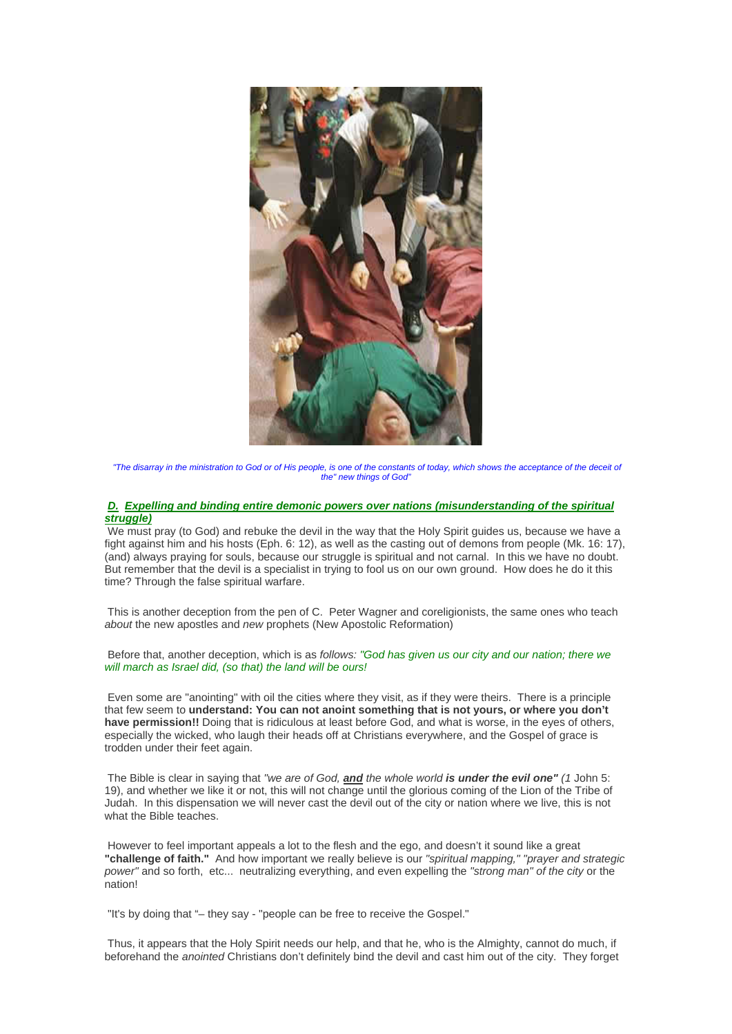*"The disarray in the ministration to God or of His people, is one of the constants of today, which shows the acceptance of the deceit of the" new things of God"*

### ***D. Expelling and binding entire demonic powers over nations (misunderstanding of the spiritual struggle)***

We must pray (to God) and rebuke the devil in the way that the Holy Spirit guides us, because we have a fight against him and his hosts (Eph. 6: 12), as well as the casting out of demons from people (Mk. 16: 17), (and) always praying for souls, because our struggle is spiritual and not carnal. In this we have no doubt. But remember that the devil is a specialist in trying to fool us on our own ground. How does he do it this time? Through the false spiritual warfare.

This is another deception from the pen of C. Peter Wagner and coreligionists, the same ones who teach *about* the new apostles and *new* prophets (New Apostolic Reformation)

Before that, another deception, which is as *follows: "God has given us our city and our nation; there we will march as Israel did, (so that) the land will be ours!*

Even some are "anointing" with oil the cities where they visit, as if they were theirs. There is a principle that few seem to **understand: You can not anoint something that is not yours, or where you don't have permission!!** Doing that is ridiculous at least before God, and what is worse, in the eyes of others, especially the wicked, who laugh their heads off at Christians everywhere, and the Gospel of grace is trodden under their feet again.

The Bible is clear in saying that *"we are of God, **and** the whole world **is under the evil one"** (1* John 5: 19), and whether we like it or not, this will not change until the glorious coming of the Lion of the Tribe of Judah. In this dispensation we will never cast the devil out of the city or nation where we live, this is not what the Bible teaches.

However to feel important appeals a lot to the flesh and the ego, and doesn't it sound like a great **"challenge of faith."** And how important we really believe is our *"spiritual mapping," "prayer and strategic power"* and so forth, etc... neutralizing everything, and even expelling the *"strong man" of the city* or the nation!

"It's by doing that "– they say - "people can be free to receive the Gospel."

Thus, it appears that the Holy Spirit needs our help, and that he, who is the Almighty, cannot do much, if beforehand the *anointed* Christians don't definitely bind the devil and cast him out of the city. They forget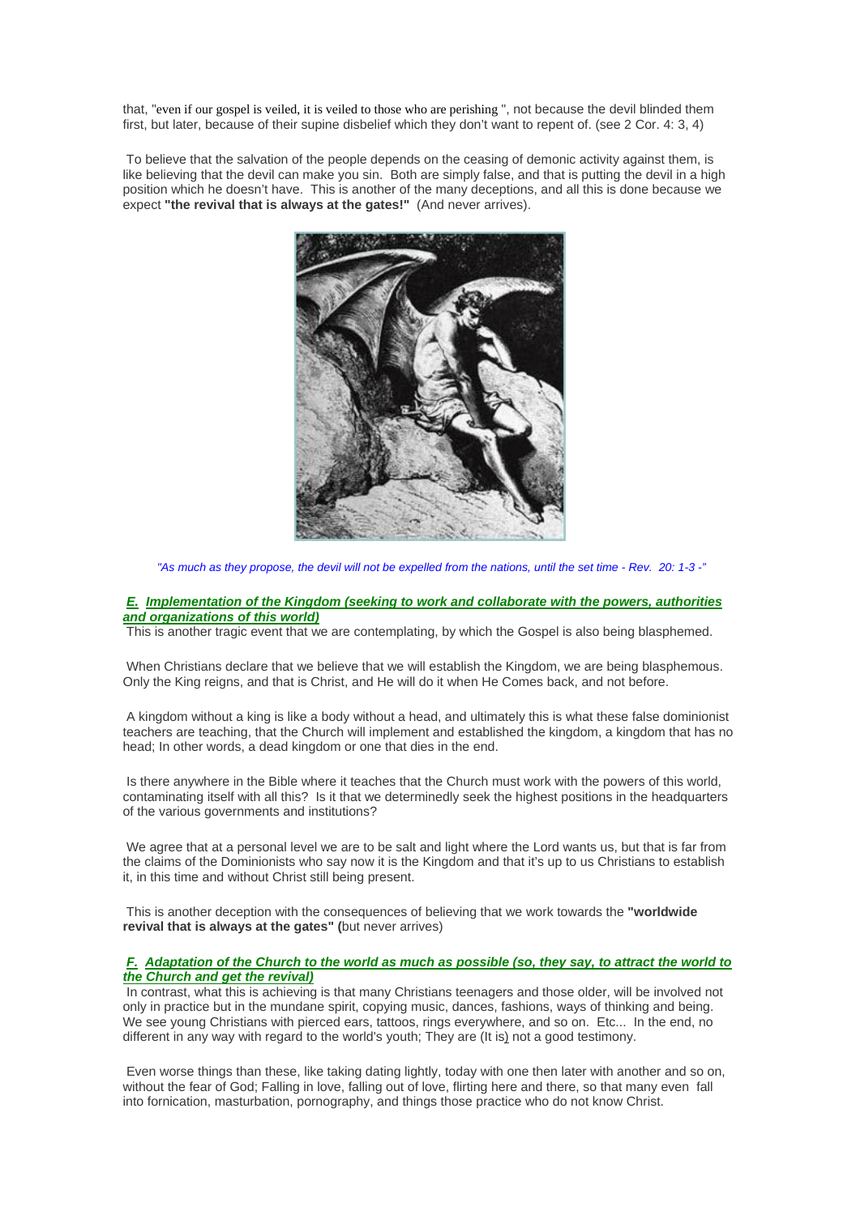that, "even if our gospel is veiled, it is veiled to those who are perishing ", not because the devil blinded them first, but later, because of their supine disbelief which they don't want to repent of. (see 2 Cor. 4: 3, 4)

To believe that the salvation of the people depends on the ceasing of demonic activity against them, is like believing that the devil can make you sin. Both are simply false, and that is putting the devil in a high position which he doesn't have. This is another of the many deceptions, and all this is done because we expect **"the revival that is always at the gates!"** (And never arrives).

*"As much as they propose, the devil will not be expelled from the nations, until the set time - Rev. 20: 1-3 -"*

### *E. Implementation of the Kingdom (seeking to work and collaborate with the powers, authorities and organizations of this world)*

This is another tragic event that we are contemplating, by which the Gospel is also being blasphemed.

When Christians declare that we believe that we will establish the Kingdom, we are being blasphemous. Only the King reigns, and that is Christ, and He will do it when He Comes back, and not before.

A kingdom without a king is like a body without a head, and ultimately this is what these false dominionist teachers are teaching, that the Church will implement and established the kingdom, a kingdom that has no head; In other words, a dead kingdom or one that dies in the end.

Is there anywhere in the Bible where it teaches that the Church must work with the powers of this world, contaminating itself with all this? Is it that we determinedly seek the highest positions in the headquarters of the various governments and institutions?

We agree that at a personal level we are to be salt and light where the Lord wants us, but that is far from the claims of the Dominionists who say now it is the Kingdom and that it's up to us Christians to establish it, in this time and without Christ still being present.

This is another deception with the consequences of believing that we work towards the **"worldwide revival that is always at the gates" (**but never arrives)

### *F. Adaptation of the Church to the world as much as possible (so, they say, to attract the world to the Church and get the revival)*

In contrast, what this is achieving is that many Christians teenagers and those older, will be involved not only in practice but in the mundane spirit, copying music, dances, fashions, ways of thinking and being. We see young Christians with pierced ears, tattoos, rings everywhere, and so on. Etc... In the end, no different in any way with regard to the world's youth; They are (It is) not a good testimony.

Even worse things than these, like taking dating lightly, today with one then later with another and so on, without the fear of God; Falling in love, falling out of love, flirting here and there, so that many even fall into fornication, masturbation, pornography, and things those practice who do not know Christ.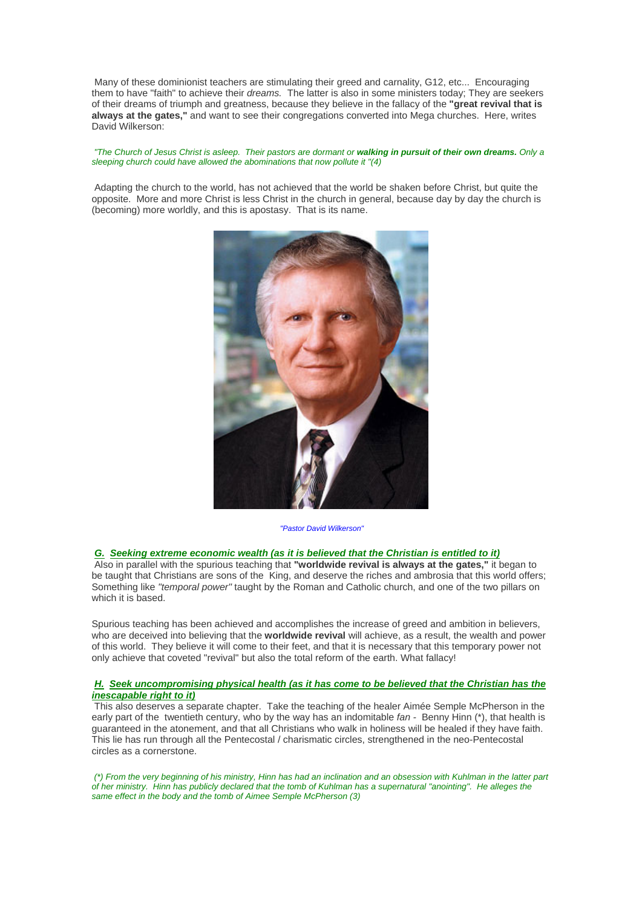Many of these dominionist teachers are stimulating their greed and carnality, G12, etc... Encouraging them to have "faith" to achieve their *dreams.* The latter is also in some ministers today; They are seekers of their dreams of triumph and greatness, because they believe in the fallacy of the **"great revival that is always at the gates,"** and want to see their congregations converted into Mega churches. Here, writes David Wilkerson:

*"The Church of Jesus Christ is asleep. Their pastors are dormant or **walking in pursuit of their own dreams.** Only a sleeping church could have allowed the abominations that now pollute it "(4)*

Adapting the church to the world, has not achieved that the world be shaken before Christ, but quite the opposite. More and more Christ is less Christ in the church in general, because day by day the church is (becoming) more worldly, and this is apostasy. That is its name.

*"Pastor David Wilkerson"*

### G. Seeking extreme economic wealth (as it is believed that the Christian is entitled to it)

Also in parallel with the spurious teaching that **"worldwide revival is always at the gates,"** it began to be taught that Christians are sons of the King, and deserve the riches and ambrosia that this world offers; Something like *"temporal power"* taught by the Roman and Catholic church, and one of the two pillars on which it is based.

Spurious teaching has been achieved and accomplishes the increase of greed and ambition in believers, who are deceived into believing that the **worldwide revival** will achieve, as a result, the wealth and power of this world. They believe it will come to their feet, and that it is necessary that this temporary power not only achieve that coveted "revival" but also the total reform of the earth. What fallacy!

### H. Seek uncompromising physical health (as it has come to be believed that the Christian has the inescapable right to it)

This also deserves a separate chapter. Take the teaching of the healer Aimée Semple McPherson in the early part of the twentieth century, who by the way has an indomitable *fan* - Benny Hinn (*), that health is guaranteed in the atonement, and that all Christians who walk in holiness will be healed if they have faith. This lie has run through all the Pentecostal / charismatic circles, strengthened in the neo-Pentecostal circles as a cornerstone.

*(*) From the very beginning of his ministry, Hinn has had an inclination and an obsession with Kuhlman in the latter part of her ministry. Hinn has publicly declared that the tomb of Kuhlman has a supernatural "anointing". He alleges the same effect in the body and the tomb of Aimee Semple McPherson (3)*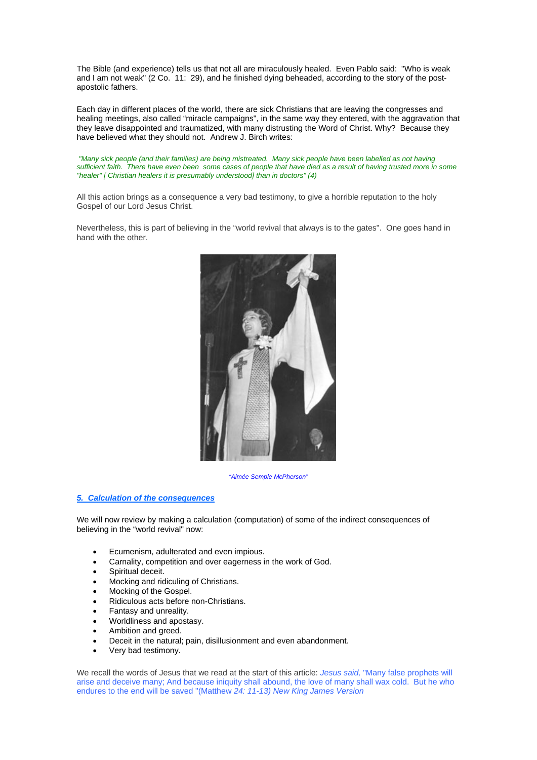The Bible (and experience) tells us that not all are miraculously healed. Even Pablo said: "Who is weak and I am not weak" (2 Co. 11: 29), and he finished dying beheaded, according to the story of the post-apostolic fathers.

Each day in different places of the world, there are sick Christians that are leaving the congresses and healing meetings, also called "miracle campaigns", in the same way they entered, with the aggravation that they leave disappointed and traumatized, with many distrusting the Word of Christ. Why? Because they have believed what they should not. Andrew J. Birch writes:

*"Many sick people (and their families) are being mistreated. Many sick people have been labelled as not having sufficient faith. There have even been some cases of people that have died as a result of having trusted more in some "healer" [ Christian healers it is presumably understood] than in doctors" (4)*

All this action brings as a consequence a very bad testimony, to give a horrible reputation to the holy Gospel of our Lord Jesus Christ.

Nevertheless, this is part of believing in the "world revival that always is to the gates". One goes hand in hand with the other.

*"Aimée Semple McPherson"*

## 5. Calculation of the consequences

We will now review by making a calculation (computation) of some of the indirect consequences of believing in the "world revival" now:

- Ecumenism, adulterated and even impious.
- Carnality, competition and over eagerness in the work of God.
- Spiritual deceit.
- Mocking and ridiculing of Christians.
- Mocking of the Gospel.
- Ridiculous acts before non-Christians.
- Fantasy and unreality.
- Worldliness and apostasy.
- Ambition and greed.
- Deceit in the natural; pain, disillusionment and even abandonment.
- Very bad testimony.

We recall the words of Jesus that we read at the start of this article: *Jesus said,* "Many false prophets will arise and deceive many; And because iniquity shall abound, the love of many shall wax cold. But he who endures to the end will be saved "(Matthew *24: 11-13) New King James Version*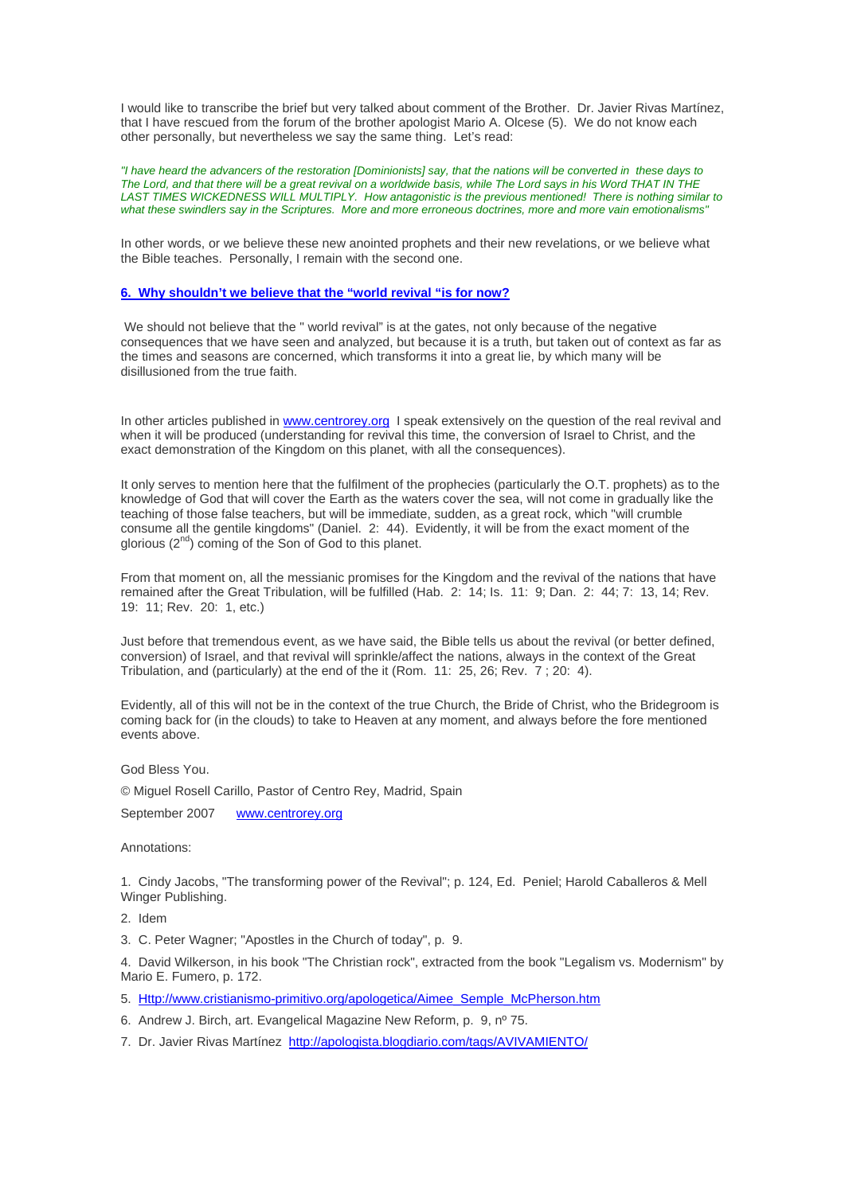I would like to transcribe the brief but very talked about comment of the Brother. Dr. Javier Rivas Martínez, that I have rescued from the forum of the brother apologist Mario A. Olcese (5). We do not know each other personally, but nevertheless we say the same thing. Let's read:

*"I have heard the advancers of the restoration [Dominionists] say, that the nations will be converted in these days to The Lord, and that there will be a great revival on a worldwide basis, while The Lord says in his Word THAT IN THE LAST TIMES WICKEDNESS WILL MULTIPLY. How antagonistic is the previous mentioned! There is nothing similar to what these swindlers say in the Scriptures. More and more erroneous doctrines, more and more vain emotionalisms"*

In other words, or we believe these new anointed prophets and their new revelations, or we believe what the Bible teaches. Personally, I remain with the second one.

**6. Why shouldn't we believe that the "world revival "is for now?**

We should not believe that the " world revival" is at the gates, not only because of the negative consequences that we have seen and analyzed, but because it is a truth, but taken out of context as far as the times and seasons are concerned, which transforms it into a great lie, by which many will be disillusioned from the true faith.

In other articles published in www.centrorey.org I speak extensively on the question of the real revival and when it will be produced (understanding for revival this time, the conversion of Israel to Christ, and the exact demonstration of the Kingdom on this planet, with all the consequences).

It only serves to mention here that the fulfilment of the prophecies (particularly the O.T. prophets) as to the knowledge of God that will cover the Earth as the waters cover the sea, will not come in gradually like the teaching of those false teachers, but will be immediate, sudden, as a great rock, which "will crumble consume all the gentile kingdoms" (Daniel. 2: 44). Evidently, it will be from the exact moment of the glorious (2nd) coming of the Son of God to this planet.

From that moment on, all the messianic promises for the Kingdom and the revival of the nations that have remained after the Great Tribulation, will be fulfilled (Hab. 2: 14; Is. 11: 9; Dan. 2: 44; 7: 13, 14; Rev. 19: 11; Rev. 20: 1, etc.)

Just before that tremendous event, as we have said, the Bible tells us about the revival (or better defined, conversion) of Israel, and that revival will sprinkle/affect the nations, always in the context of the Great Tribulation, and (particularly) at the end of the it (Rom. 11: 25, 26; Rev. 7 ; 20: 4).

Evidently, all of this will not be in the context of the true Church, the Bride of Christ, who the Bridegroom is coming back for (in the clouds) to take to Heaven at any moment, and always before the fore mentioned events above.

God Bless You.

© Miguel Rosell Carillo, Pastor of Centro Rey, Madrid, Spain

September 2007 www.centrorey.org

Annotations:

1. Cindy Jacobs, "The transforming power of the Revival"; p. 124, Ed. Peniel; Harold Caballeros & Mell Winger Publishing.
2. Idem
3. C. Peter Wagner; "Apostles in the Church of today", p. 9.
4. David Wilkerson, in his book "The Christian rock", extracted from the book "Legalism vs. Modernism" by Mario E. Fumero, p. 172.
5. Http://www.cristianismo-primitivo.org/apologetica/Aimee_Semple_McPherson.htm
6. Andrew J. Birch, art. Evangelical Magazine New Reform, p. 9, nº 75.
7. Dr. Javier Rivas Martínez http://apologista.blogdiario.com/tags/AVIVAMIENTO/